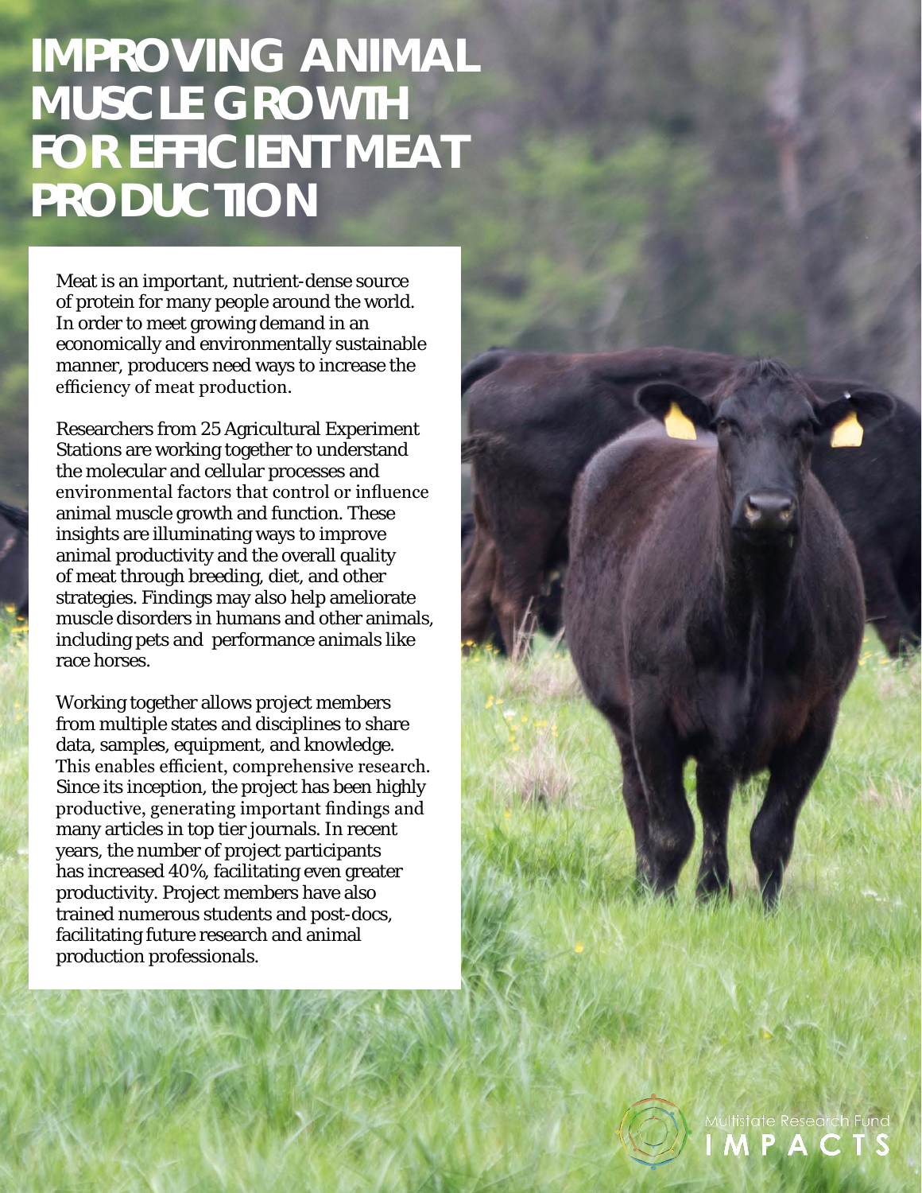# IMPROVING ANIMAL MUSCLE GROWTH FOR EFFICIENT MEAT PRODUCTION

Meat is an important, nutrient-dense source of protein for many people around the world. In order to meet growing demand in an economically and environmentally sustainable manner, producers need ways to increase the efficiency of meat production.

Researchers from 25 Agricultural Experiment Stations are working together to understand the molecular and cellular processes and environmental factors that control or influence animal muscle growth and function. These insights are illuminating ways to improve animal productivity and the overall quality of meat through breeding, diet, and other strategies. Findings may also help ameliorate muscle disorders in humans and other animals, including pets and performance animals like race horses.

Working together allows project members from multiple states and disciplines to share data, samples, equipment, and knowledge. This enables efficient, comprehensive research. Since its inception, the project has been highly productive, generating important findings and many articles in top tier journals. In recent years, the number of project participants has increased 40%, facilitating even greater productivity. Project members have also trained numerous students and post-docs, facilitating future research and animal production professionals.

Multistate Research Fund
IMPACTS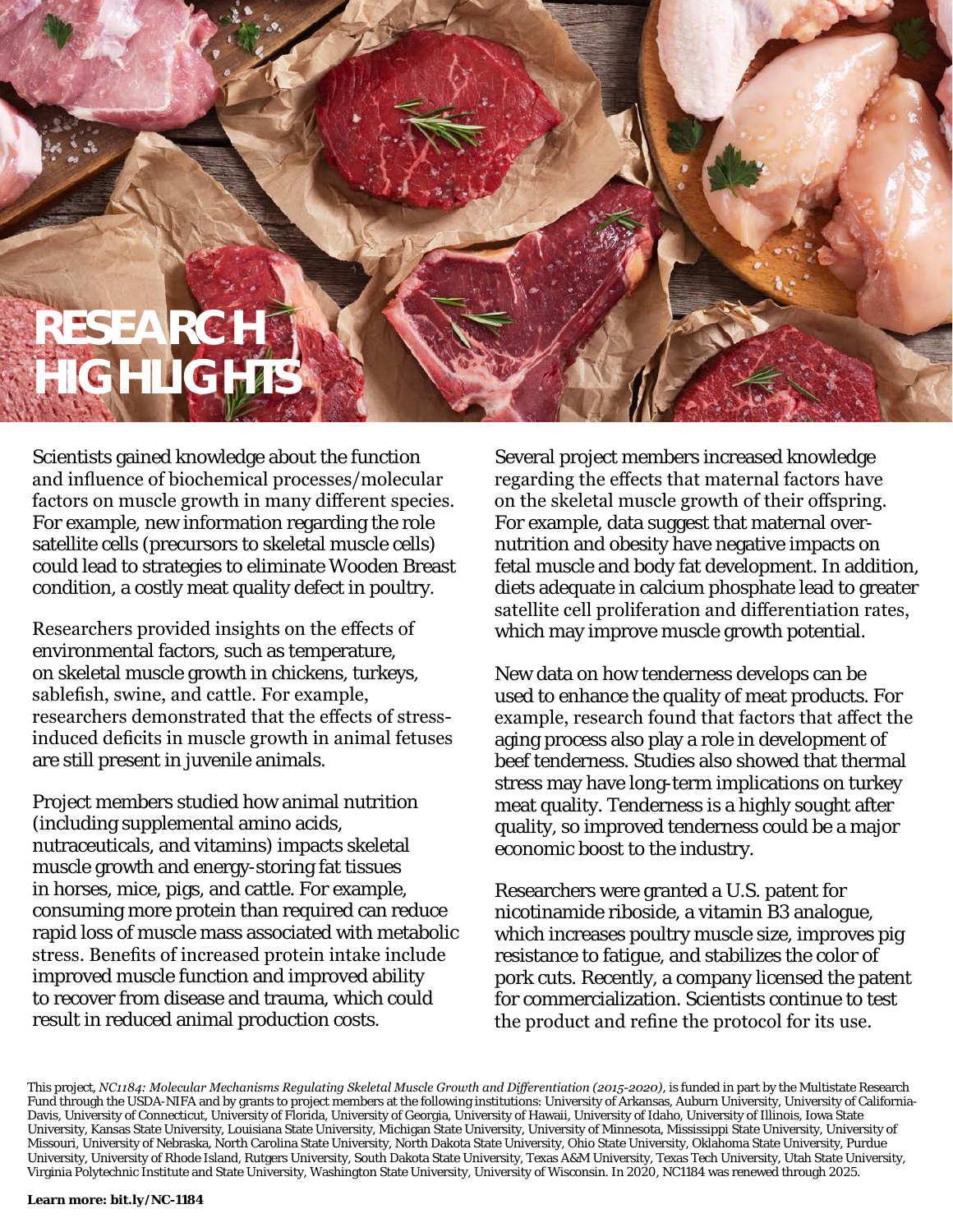# RESEARCH HIGHLIGHTS

Scientists gained knowledge about the function and influence of biochemical processes/molecular factors on muscle growth in many different species. For example, new information regarding the role satellite cells (precursors to skeletal muscle cells) could lead to strategies to eliminate Wooden Breast condition, a costly meat quality defect in poultry.

Researchers provided insights on the effects of environmental factors, such as temperature, on skeletal muscle growth in chickens, turkeys, sablefish, swine, and cattle. For example, researchers demonstrated that the effects of stress-induced deficits in muscle growth in animal fetuses are still present in juvenile animals.

Project members studied how animal nutrition (including supplemental amino acids, nutraceuticals, and vitamins) impacts skeletal muscle growth and energy-storing fat tissues in horses, mice, pigs, and cattle. For example, consuming more protein than required can reduce rapid loss of muscle mass associated with metabolic stress. Benefits of increased protein intake include improved muscle function and improved ability to recover from disease and trauma, which could result in reduced animal production costs.

Several project members increased knowledge regarding the effects that maternal factors have on the skeletal muscle growth of their offspring. For example, data suggest that maternal over-nutrition and obesity have negative impacts on fetal muscle and body fat development. In addition, diets adequate in calcium phosphate lead to greater satellite cell proliferation and differentiation rates, which may improve muscle growth potential.

New data on how tenderness develops can be used to enhance the quality of meat products. For example, research found that factors that affect the aging process also play a role in development of beef tenderness. Studies also showed that thermal stress may have long-term implications on turkey meat quality. Tenderness is a highly sought after quality, so improved tenderness could be a major economic boost to the industry.

Researchers were granted a U.S. patent for nicotinamide riboside, a vitamin B3 analogue, which increases poultry muscle size, improves pig resistance to fatigue, and stabilizes the color of pork cuts. Recently, a company licensed the patent for commercialization. Scientists continue to test the product and refine the protocol for its use.

This project, *NC1184: Molecular Mechanisms Regulating Skeletal Muscle Growth and Differentiation (2015-2020)*, is funded in part by the Multistate Research Fund through the USDA-NIFA and by grants to project members at the following institutions: University of Arkansas, Auburn University, University of California-Davis, University of Connecticut, University of Florida, University of Georgia, University of Hawaii, University of Idaho, University of Illinois, Iowa State University, Kansas State University, Louisiana State University, Michigan State University, University of Minnesota, Mississippi State University, University of Missouri, University of Nebraska, North Carolina State University, North Dakota State University, Ohio State University, Oklahoma State University, Purdue University, University of Rhode Island, Rutgers University, South Dakota State University, Texas A&M University, Texas Tech University, Utah State University, Virginia Polytechnic Institute and State University, Washington State University, University of Wisconsin. In 2020, NC1184 was renewed through 2025.

**Learn more: bit.ly/NC-1184**